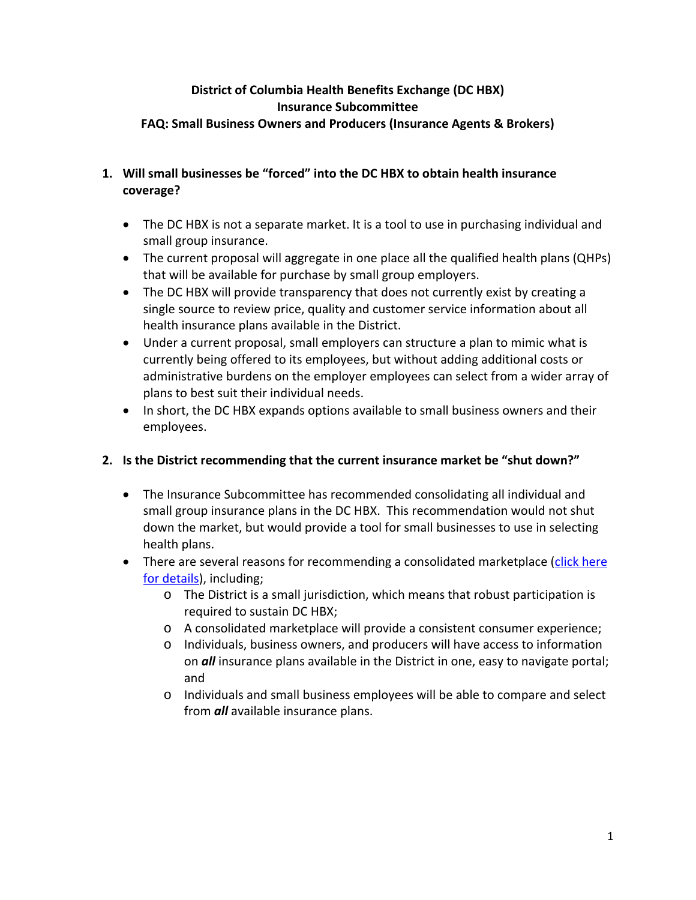**District of Columbia Health Benefits Exchange (DC HBX)**
**Insurance Subcommittee**
**FAQ: Small Business Owners and Producers (Insurance Agents & Brokers)**

1. **Will small businesses be "forced" into the DC HBX to obtain health insurance coverage?**

    - The DC HBX is not a separate market. It is a tool to use in purchasing individual and small group insurance.
    - The current proposal will aggregate in one place all the qualified health plans (QHPs) that will be available for purchase by small group employers.
    - The DC HBX will provide transparency that does not currently exist by creating a single source to review price, quality and customer service information about all health insurance plans available in the District.
    - Under a current proposal, small employers can structure a plan to mimic what is currently being offered to its employees, but without adding additional costs or administrative burdens on the employer employees can select from a wider array of plans to best suit their individual needs.
    - In short, the DC HBX expands options available to small business owners and their employees.

2. **Is the District recommending that the current insurance market be "shut down?"**

    - The Insurance Subcommittee has recommended consolidating all individual and small group insurance plans in the DC HBX. This recommendation would not shut down the market, but would provide a tool for small businesses to use in selecting health plans.
    - There are several reasons for recommending a consolidated marketplace (click here for details), including;
        - The District is a small jurisdiction, which means that robust participation is required to sustain DC HBX;
        - A consolidated marketplace will provide a consistent consumer experience;
        - Individuals, business owners, and producers will have access to information on ***all*** insurance plans available in the District in one, easy to navigate portal; and
        - Individuals and small business employees will be able to compare and select from ***all*** available insurance plans.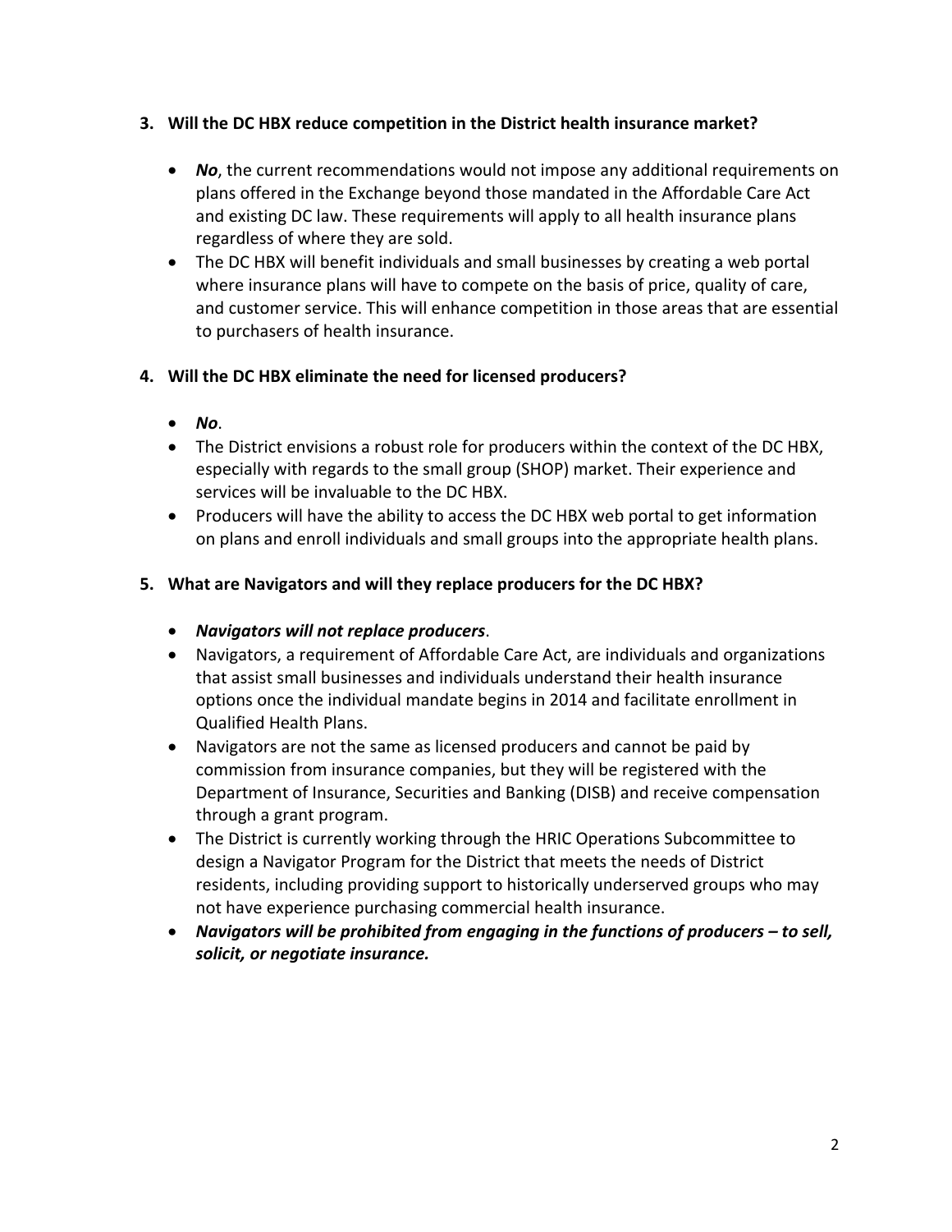**3. Will the DC HBX reduce competition in the District health insurance market?**

- ***No***, the current recommendations would not impose any additional requirements on plans offered in the Exchange beyond those mandated in the Affordable Care Act and existing DC law. These requirements will apply to all health insurance plans regardless of where they are sold.
- The DC HBX will benefit individuals and small businesses by creating a web portal where insurance plans will have to compete on the basis of price, quality of care, and customer service. This will enhance competition in those areas that are essential to purchasers of health insurance.

**4. Will the DC HBX eliminate the need for licensed producers?**

- ***No***.
- The District envisions a robust role for producers within the context of the DC HBX, especially with regards to the small group (SHOP) market. Their experience and services will be invaluable to the DC HBX.
- Producers will have the ability to access the DC HBX web portal to get information on plans and enroll individuals and small groups into the appropriate health plans.

**5. What are Navigators and will they replace producers for the DC HBX?**

- ***Navigators will not replace producers***.
- Navigators, a requirement of Affordable Care Act, are individuals and organizations that assist small businesses and individuals understand their health insurance options once the individual mandate begins in 2014 and facilitate enrollment in Qualified Health Plans.
- Navigators are not the same as licensed producers and cannot be paid by commission from insurance companies, but they will be registered with the Department of Insurance, Securities and Banking (DISB) and receive compensation through a grant program.
- The District is currently working through the HRIC Operations Subcommittee to design a Navigator Program for the District that meets the needs of District residents, including providing support to historically underserved groups who may not have experience purchasing commercial health insurance.
- ***Navigators will be prohibited from engaging in the functions of producers – to sell, solicit, or negotiate insurance.***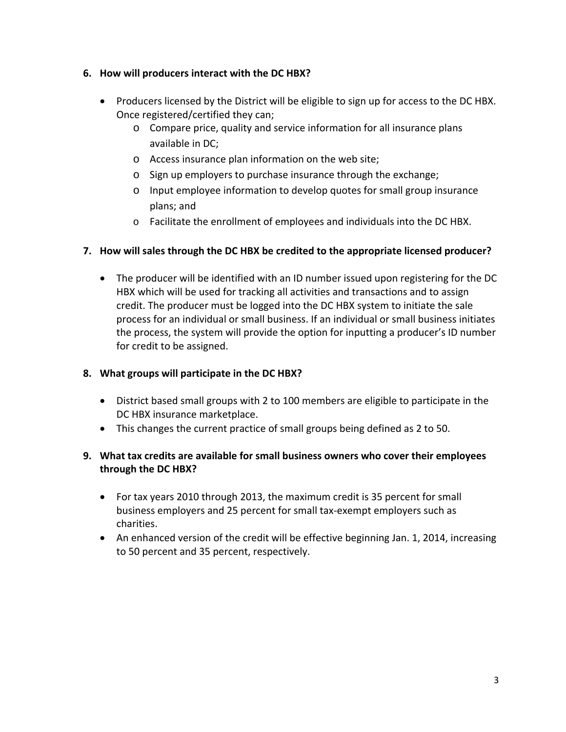**6. How will producers interact with the DC HBX?**

- Producers licensed by the District will be eligible to sign up for access to the DC HBX. Once registered/certified they can;
  - Compare price, quality and service information for all insurance plans available in DC;
  - Access insurance plan information on the web site;
  - Sign up employers to purchase insurance through the exchange;
  - Input employee information to develop quotes for small group insurance plans; and
  - Facilitate the enrollment of employees and individuals into the DC HBX.

**7. How will sales through the DC HBX be credited to the appropriate licensed producer?**

- The producer will be identified with an ID number issued upon registering for the DC HBX which will be used for tracking all activities and transactions and to assign credit. The producer must be logged into the DC HBX system to initiate the sale process for an individual or small business. If an individual or small business initiates the process, the system will provide the option for inputting a producer's ID number for credit to be assigned.

**8. What groups will participate in the DC HBX?**

- District based small groups with 2 to 100 members are eligible to participate in the DC HBX insurance marketplace.
- This changes the current practice of small groups being defined as 2 to 50.

**9. What tax credits are available for small business owners who cover their employees through the DC HBX?**

- For tax years 2010 through 2013, the maximum credit is 35 percent for small business employers and 25 percent for small tax-exempt employers such as charities.
- An enhanced version of the credit will be effective beginning Jan. 1, 2014, increasing to 50 percent and 35 percent, respectively.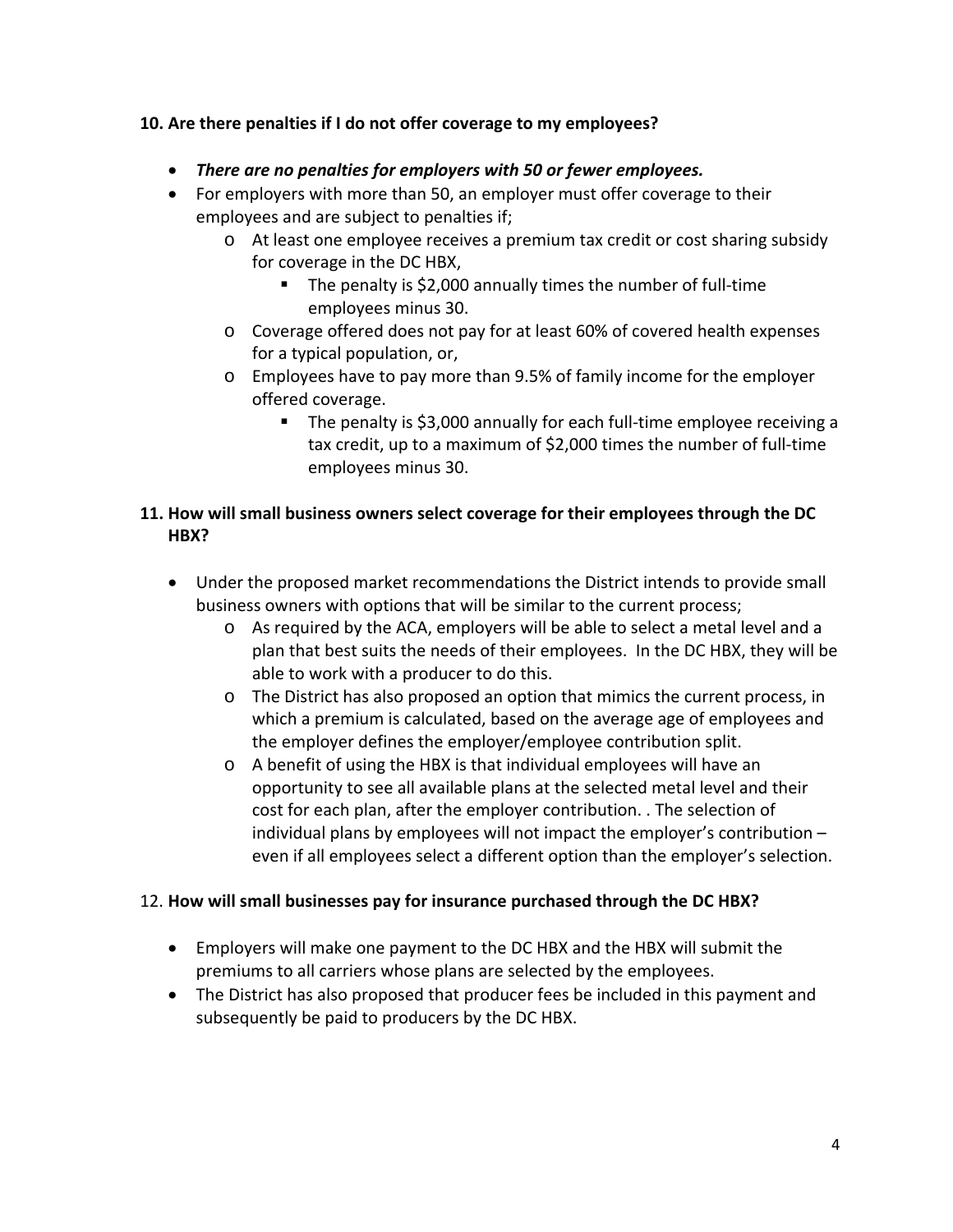**10. Are there penalties if I do not offer coverage to my employees?**

- ***There are no penalties for employers with 50 or fewer employees.***
- For employers with more than 50, an employer must offer coverage to their employees and are subject to penalties if;
    - At least one employee receives a premium tax credit or cost sharing subsidy for coverage in the DC HBX,
        - The penalty is $2,000 annually times the number of full-time employees minus 30.
    - Coverage offered does not pay for at least 60% of covered health expenses for a typical population, or,
    - Employees have to pay more than 9.5% of family income for the employer offered coverage.
        - The penalty is $3,000 annually for each full-time employee receiving a tax credit, up to a maximum of $2,000 times the number of full-time employees minus 30.

**11. How will small business owners select coverage for their employees through the DC HBX?**

- Under the proposed market recommendations the District intends to provide small business owners with options that will be similar to the current process;
    - As required by the ACA, employers will be able to select a metal level and a plan that best suits the needs of their employees. In the DC HBX, they will be able to work with a producer to do this.
    - The District has also proposed an option that mimics the current process, in which a premium is calculated, based on the average age of employees and the employer defines the employer/employee contribution split.
    - A benefit of using the HBX is that individual employees will have an opportunity to see all available plans at the selected metal level and their cost for each plan, after the employer contribution. . The selection of individual plans by employees will not impact the employer's contribution – even if all employees select a different option than the employer's selection.

12. **How will small businesses pay for insurance purchased through the DC HBX?**

- Employers will make one payment to the DC HBX and the HBX will submit the premiums to all carriers whose plans are selected by the employees.
- The District has also proposed that producer fees be included in this payment and subsequently be paid to producers by the DC HBX.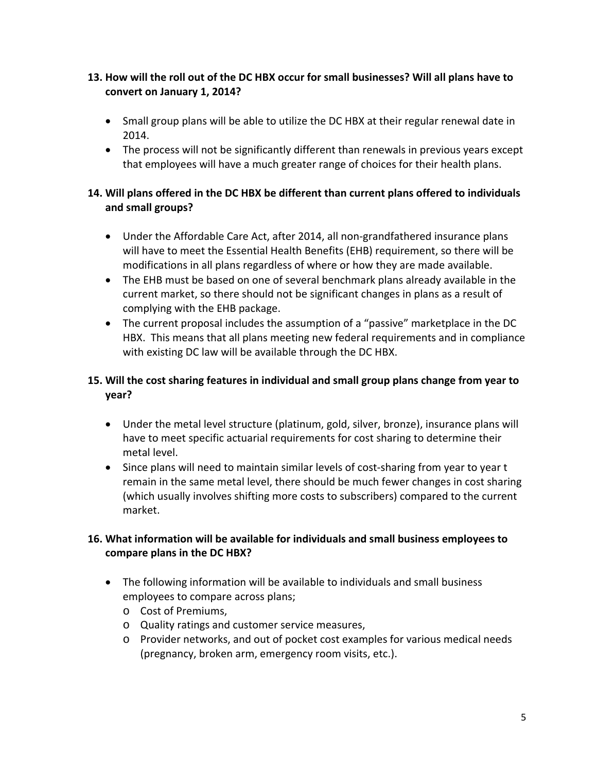**13. How will the roll out of the DC HBX occur for small businesses? Will all plans have to convert on January 1, 2014?**

- Small group plans will be able to utilize the DC HBX at their regular renewal date in 2014.
- The process will not be significantly different than renewals in previous years except that employees will have a much greater range of choices for their health plans.

**14. Will plans offered in the DC HBX be different than current plans offered to individuals and small groups?**

- Under the Affordable Care Act, after 2014, all non-grandfathered insurance plans will have to meet the Essential Health Benefits (EHB) requirement, so there will be modifications in all plans regardless of where or how they are made available.
- The EHB must be based on one of several benchmark plans already available in the current market, so there should not be significant changes in plans as a result of complying with the EHB package.
- The current proposal includes the assumption of a "passive" marketplace in the DC HBX. This means that all plans meeting new federal requirements and in compliance with existing DC law will be available through the DC HBX.

**15. Will the cost sharing features in individual and small group plans change from year to year?**

- Under the metal level structure (platinum, gold, silver, bronze), insurance plans will have to meet specific actuarial requirements for cost sharing to determine their metal level.
- Since plans will need to maintain similar levels of cost-sharing from year to year t remain in the same metal level, there should be much fewer changes in cost sharing (which usually involves shifting more costs to subscribers) compared to the current market.

**16. What information will be available for individuals and small business employees to compare plans in the DC HBX?**

- The following information will be available to individuals and small business employees to compare across plans;
  - Cost of Premiums,
  - Quality ratings and customer service measures,
  - Provider networks, and out of pocket cost examples for various medical needs (pregnancy, broken arm, emergency room visits, etc.).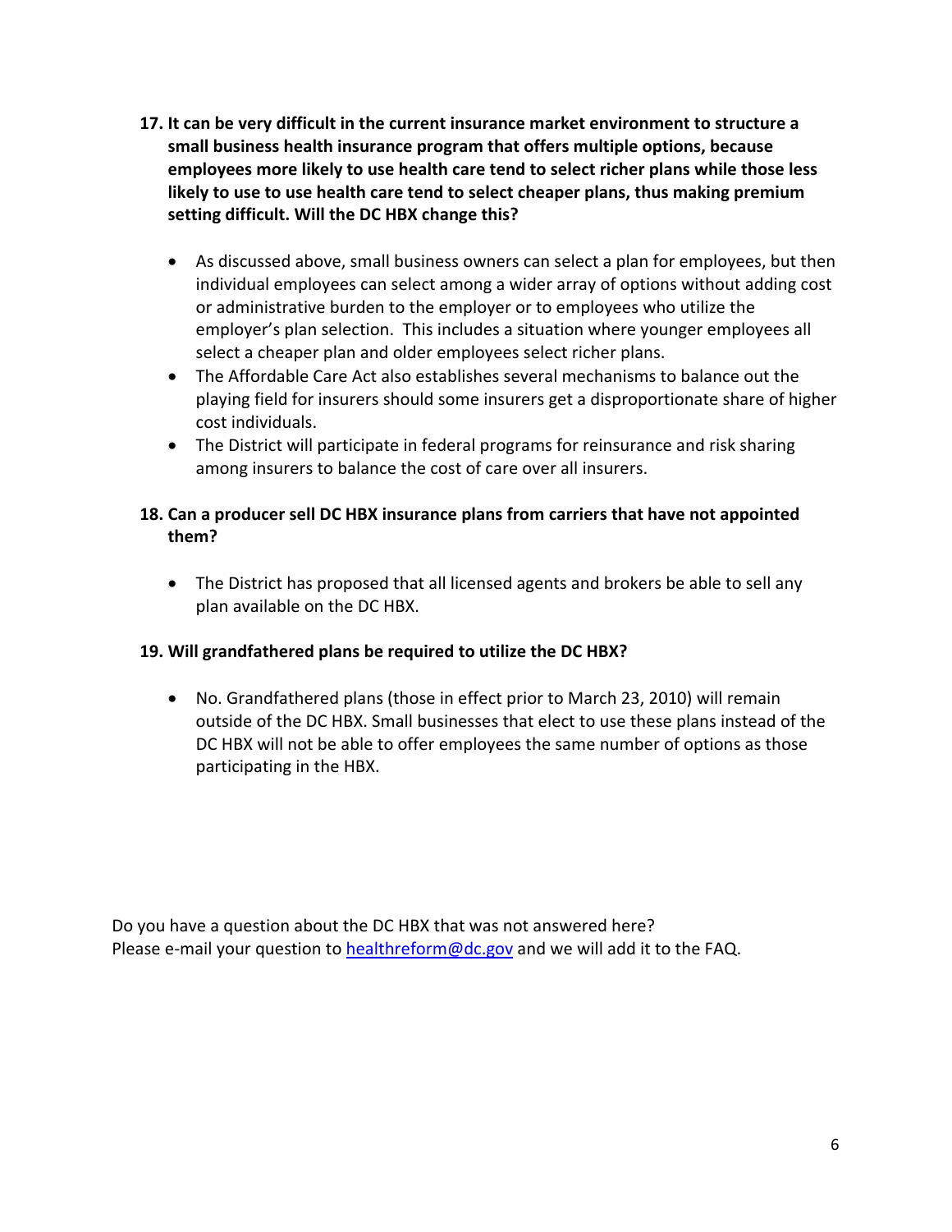**17. It can be very difficult in the current insurance market environment to structure a small business health insurance program that offers multiple options, because employees more likely to use health care tend to select richer plans while those less likely to use to use health care tend to select cheaper plans, thus making premium setting difficult. Will the DC HBX change this?**

- As discussed above, small business owners can select a plan for employees, but then individual employees can select among a wider array of options without adding cost or administrative burden to the employer or to employees who utilize the employer's plan selection. This includes a situation where younger employees all select a cheaper plan and older employees select richer plans.
- The Affordable Care Act also establishes several mechanisms to balance out the playing field for insurers should some insurers get a disproportionate share of higher cost individuals.
- The District will participate in federal programs for reinsurance and risk sharing among insurers to balance the cost of care over all insurers.

**18. Can a producer sell DC HBX insurance plans from carriers that have not appointed them?**

- The District has proposed that all licensed agents and brokers be able to sell any plan available on the DC HBX.

**19. Will grandfathered plans be required to utilize the DC HBX?**

- No. Grandfathered plans (those in effect prior to March 23, 2010) will remain outside of the DC HBX. Small businesses that elect to use these plans instead of the DC HBX will not be able to offer employees the same number of options as those participating in the HBX.

Do you have a question about the DC HBX that was not answered here?
Please e-mail your question to [healthreform@dc.gov](mailto:healthreform@dc.gov) and we will add it to the FAQ.